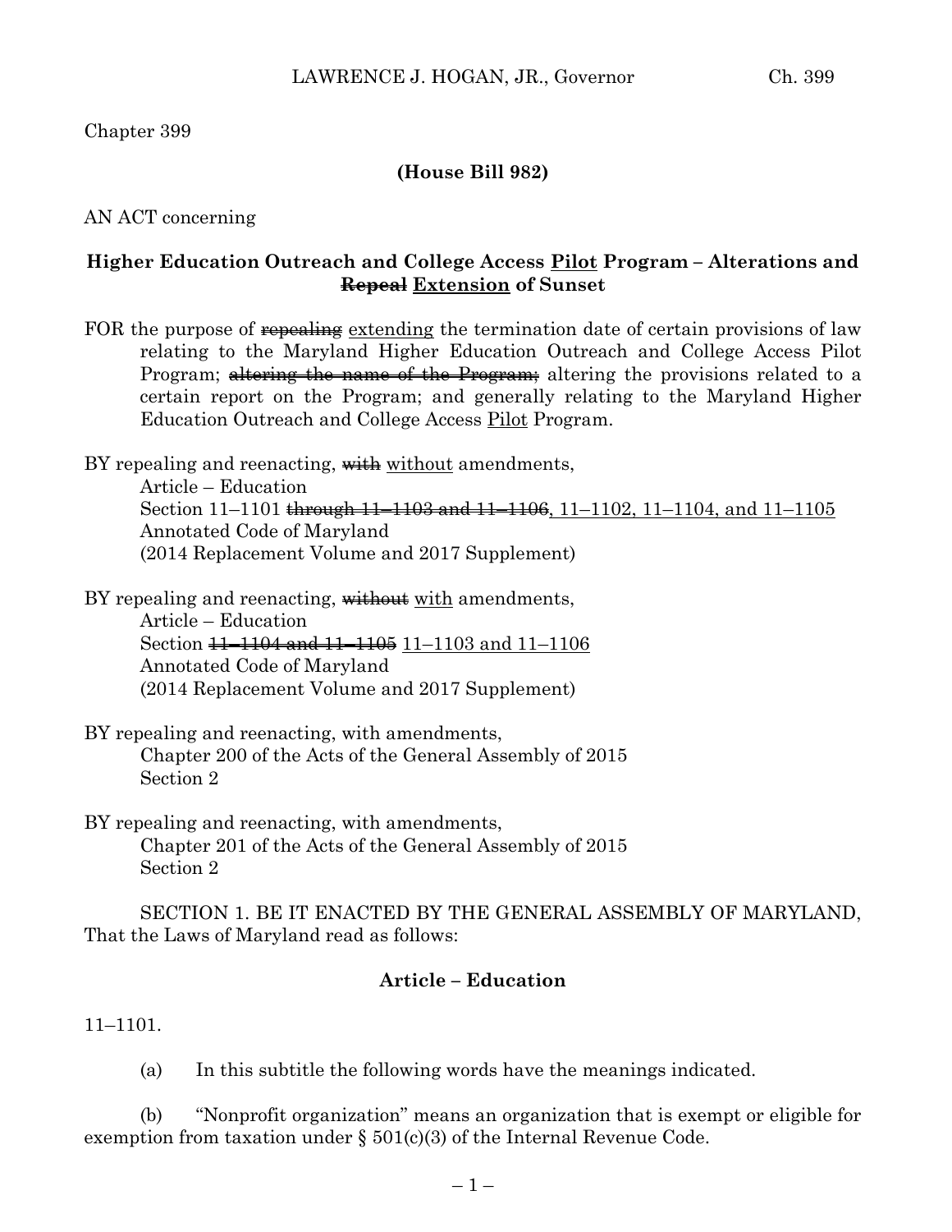Chapter 399

**(House Bill 982)**

AN ACT concerning

**Higher Education Outreach and College Access <u>Pilot</u> Program – Alterations and ~~Repeal~~ <u>Extension</u> of Sunset**

FOR the purpose of ~~repealing~~ <u>extending</u> the termination date of certain provisions of law relating to the Maryland Higher Education Outreach and College Access Pilot Program; ~~altering the name of the Program;~~ altering the provisions related to a certain report on the Program; and generally relating to the Maryland Higher Education Outreach and College Access <u>Pilot</u> Program.

BY repealing and reenacting, ~~with~~ <u>without</u> amendments,
Article – Education
Section 11–1101 ~~through 11–1103 and 11–1106~~<u>, 11–1102, 11–1104, and 11–1105</u>
Annotated Code of Maryland
(2014 Replacement Volume and 2017 Supplement)

BY repealing and reenacting, ~~without~~ <u>with</u> amendments,
Article – Education
Section ~~11–1104 and 11–1105~~ <u>11–1103 and 11–1106</u>
Annotated Code of Maryland
(2014 Replacement Volume and 2017 Supplement)

BY repealing and reenacting, with amendments,
Chapter 200 of the Acts of the General Assembly of 2015
Section 2

BY repealing and reenacting, with amendments,
Chapter 201 of the Acts of the General Assembly of 2015
Section 2

SECTION 1. BE IT ENACTED BY THE GENERAL ASSEMBLY OF MARYLAND, That the Laws of Maryland read as follows:

**Article – Education**

11–1101.

(a) In this subtitle the following words have the meanings indicated.

(b) "Nonprofit organization" means an organization that is exempt or eligible for exemption from taxation under § 501(c)(3) of the Internal Revenue Code.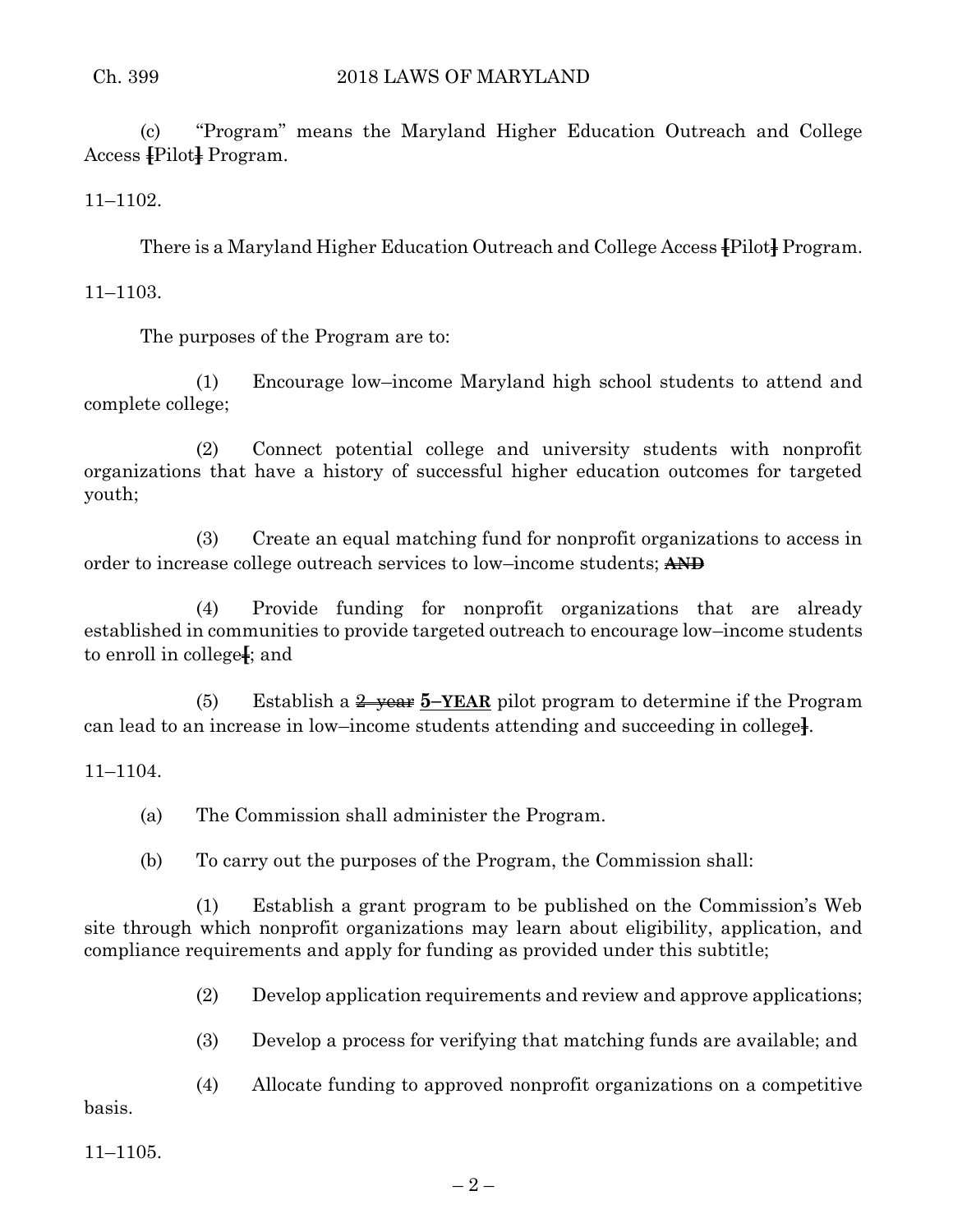(c) "Program" means the Maryland Higher Education Outreach and College Access [Pilot] Program.

11–1102.

There is a Maryland Higher Education Outreach and College Access [Pilot] Program.

11–1103.

The purposes of the Program are to:

(1) Encourage low–income Maryland high school students to attend and complete college;

(2) Connect potential college and university students with nonprofit organizations that have a history of successful higher education outcomes for targeted youth;

(3) Create an equal matching fund for nonprofit organizations to access in order to increase college outreach services to low–income students; ~~**AND**~~

(4) Provide funding for nonprofit organizations that are already established in communities to provide targeted outreach to encourage low–income students to enroll in college[; and

(5) Establish a ~~2–year~~ **5–YEAR** pilot program to determine if the Program can lead to an increase in low–income students attending and succeeding in college].

11–1104.

(a) The Commission shall administer the Program.

(b) To carry out the purposes of the Program, the Commission shall:

(1) Establish a grant program to be published on the Commission's Web site through which nonprofit organizations may learn about eligibility, application, and compliance requirements and apply for funding as provided under this subtitle;

(2) Develop application requirements and review and approve applications;

(3) Develop a process for verifying that matching funds are available; and

(4) Allocate funding to approved nonprofit organizations on a competitive basis.

11–1105.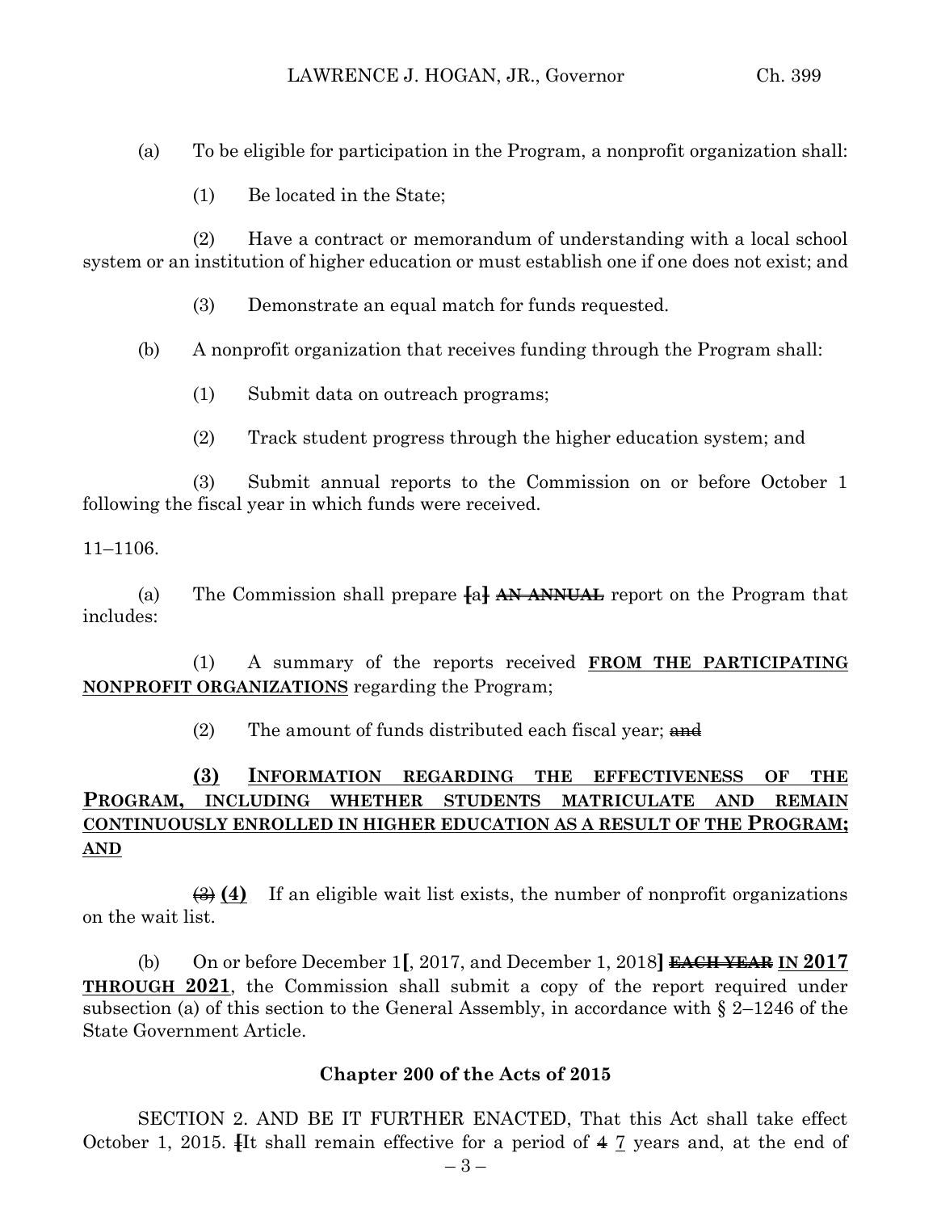(a) To be eligible for participation in the Program, a nonprofit organization shall:

(1) Be located in the State;

(2) Have a contract or memorandum of understanding with a local school system or an institution of higher education or must establish one if one does not exist; and

(3) Demonstrate an equal match for funds requested.

(b) A nonprofit organization that receives funding through the Program shall:

(1) Submit data on outreach programs;

(2) Track student progress through the higher education system; and

(3) Submit annual reports to the Commission on or before October 1 following the fiscal year in which funds were received.

11–1106.

(a) The Commission shall prepare [a] ~~AN ANNUAL~~ report on the Program that includes:

(1) A summary of the reports received **<u>FROM THE PARTICIPATING NONPROFIT ORGANIZATIONS</u>** regarding the Program;

(2) The amount of funds distributed each fiscal year; ~~and~~

**<u>(3) INFORMATION REGARDING THE EFFECTIVENESS OF THE PROGRAM, INCLUDING WHETHER STUDENTS MATRICULATE AND REMAIN CONTINUOUSLY ENROLLED IN HIGHER EDUCATION AS A RESULT OF THE PROGRAM; AND</u>**

~~(3)~~ **<u>(4)</u>** If an eligible wait list exists, the number of nonprofit organizations on the wait list.

(b) On or before December 1**[**, 2017, and December 1, 2018**]** ~~EACH YEAR~~ **<u>IN 2017 THROUGH 2021</u>**, the Commission shall submit a copy of the report required under subsection (a) of this section to the General Assembly, in accordance with § 2–1246 of the State Government Article.

**Chapter 200 of the Acts of 2015**

SECTION 2. AND BE IT FURTHER ENACTED, That this Act shall take effect October 1, 2015. ~~[~~It shall remain effective for a period of ~~4~~ <u>7</u> years and, at the end of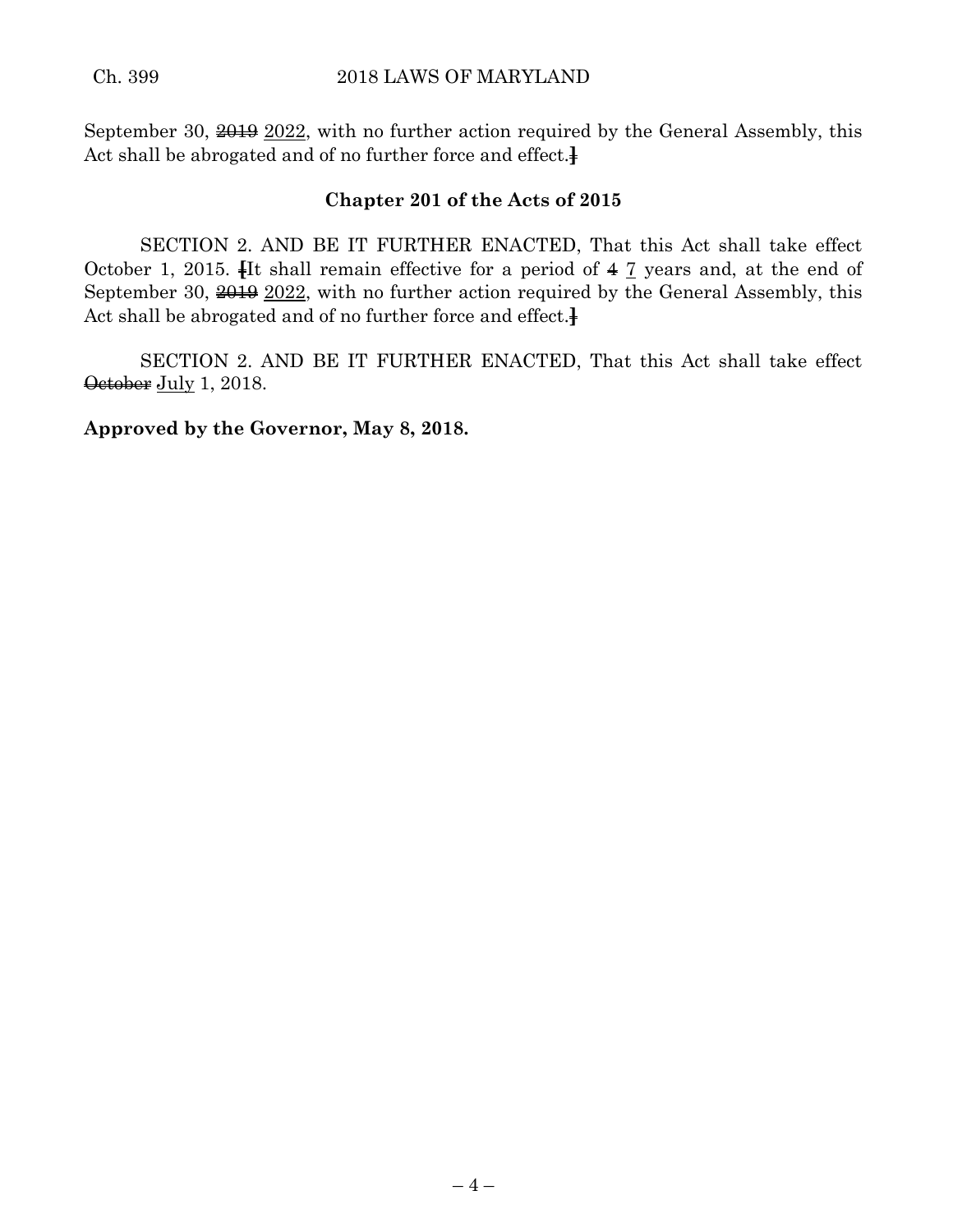September 30, ~~2019~~ 2022, with no further action required by the General Assembly, this Act shall be abrogated and of no further force and effect.]

**Chapter 201 of the Acts of 2015**

SECTION 2. AND BE IT FURTHER ENACTED, That this Act shall take effect October 1, 2015. [It shall remain effective for a period of ~~4~~ 7 years and, at the end of September 30, ~~2019~~ 2022, with no further action required by the General Assembly, this Act shall be abrogated and of no further force and effect.]

SECTION 2. AND BE IT FURTHER ENACTED, That this Act shall take effect ~~October~~ July 1, 2018.

**Approved by the Governor, May 8, 2018.**